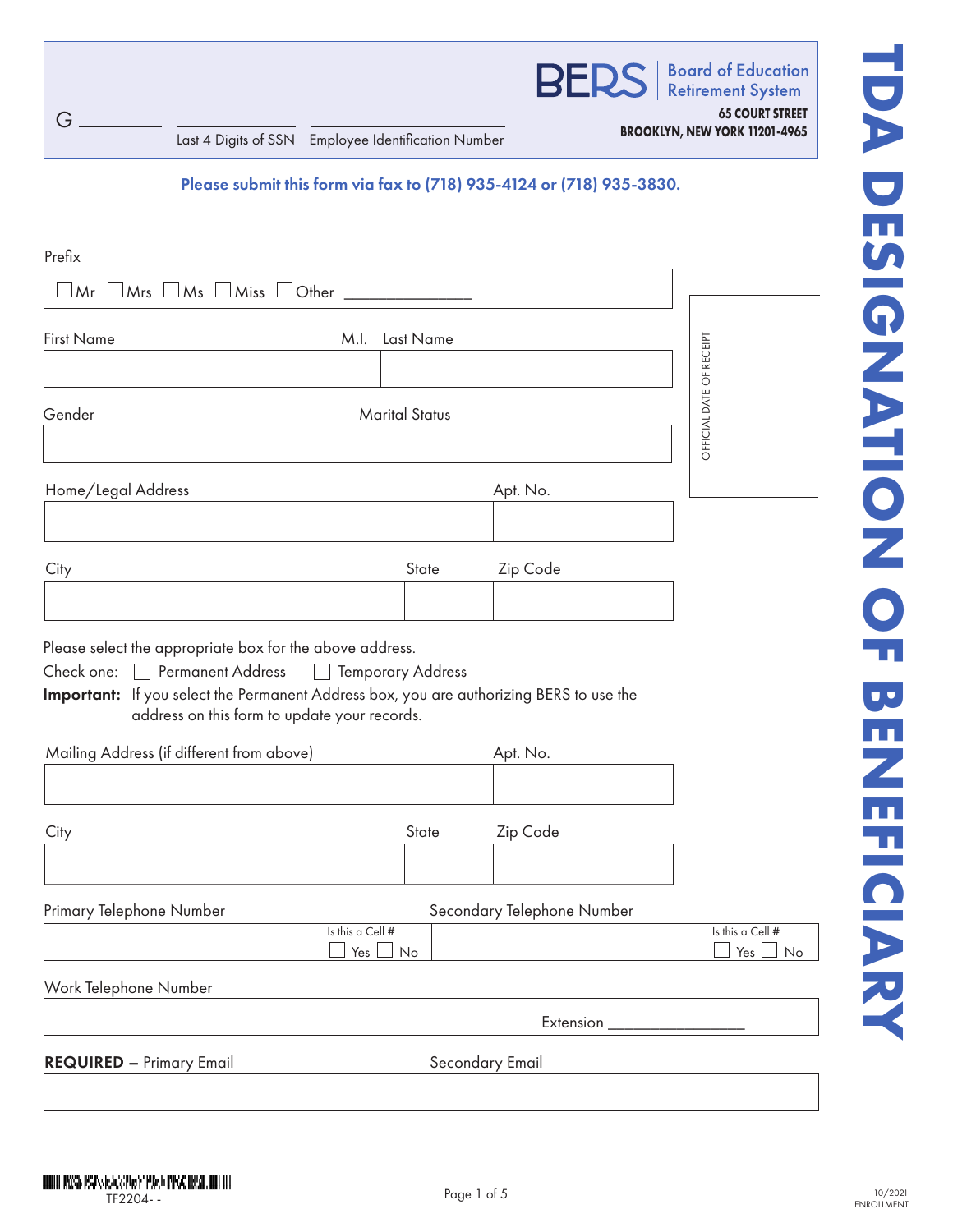# TDA DESIGNATION OF BENEFICIARY

G __________ ________________ ________________________

Last 4 Digits of SSN    Employee Identification Number

**BERS** | Board of Education Retirement System

**65 COURT STREET**
**BROOKLYN, NEW YORK 11201-4965**

**Please submit this form via fax to (718) 935-4124 or (718) 935-3830.**

OFFICIAL DATE OF RECEIPT

Prefix

☐ Mr ☐ Mrs ☐ Ms ☐ Miss ☐ Other ______________

| First Name | M.I. | Last Name |
|---|---|---|
| | | |

| Gender | Marital Status |
|---|---|
| | |

| Home/Legal Address | Apt. No. |
|---|---|
| | |

| City | State | Zip Code |
|---|---|---|
| | | |

Please select the appropriate box for the above address.

Check one: ☐ Permanent Address ☐ Temporary Address

**Important:** If you select the Permanent Address box, you are authorizing BERS to use the address on this form to update your records.

| Mailing Address (if different from above) | Apt. No. |
|---|---|
| | |

| City | State | Zip Code |
|---|---|---|
| | | |

| Primary Telephone Number | Secondary Telephone Number |
|---|---|
| Is this a Cell # ☐ Yes ☐ No | Is this a Cell # ☐ Yes ☐ No |

Work Telephone Number

Extension ________________

| **REQUIRED** – Primary Email | Secondary Email |
|---|---|
| | |

TF2204- -

10/2021
ENROLLMENT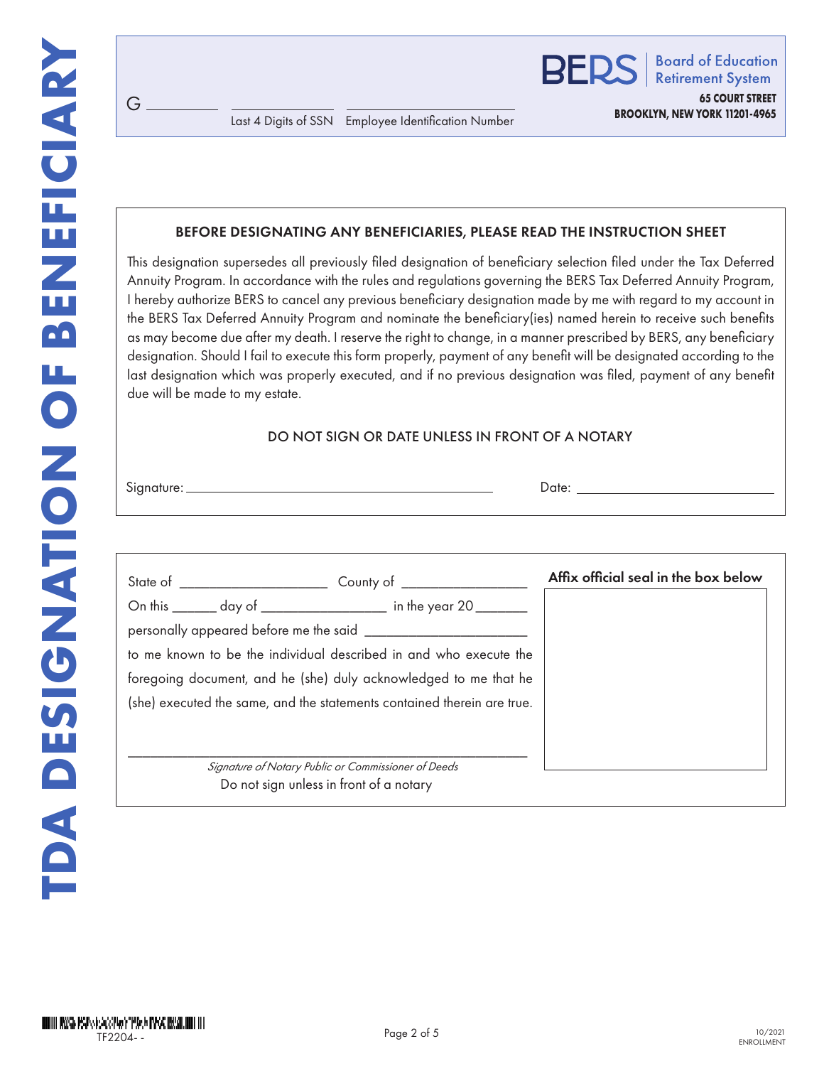# TDA DESIGNATION OF BENEFICIARY

**BERS** | Board of Education Retirement System

**65 COURT STREET**
**BROOKLYN, NEW YORK 11201-4965**

G __________ __________ ____________________
Last 4 Digits of SSN    Employee Identification Number

**BEFORE DESIGNATING ANY BENEFICIARIES, PLEASE READ THE INSTRUCTION SHEET**

This designation supersedes all previously filed designation of beneficiary selection filed under the Tax Deferred Annuity Program. In accordance with the rules and regulations governing the BERS Tax Deferred Annuity Program, I hereby authorize BERS to cancel any previous beneficiary designation made by me with regard to my account in the BERS Tax Deferred Annuity Program and nominate the beneficiary(ies) named herein to receive such benefits as may become due after my death. I reserve the right to change, in a manner prescribed by BERS, any beneficiary designation. Should I fail to execute this form properly, payment of any benefit will be designated according to the last designation which was properly executed, and if no previous designation was filed, payment of any benefit due will be made to my estate.

DO NOT SIGN OR DATE UNLESS IN FRONT OF A NOTARY

Signature: ______________________________ Date: ____________________

State of ____________________ County of ________________

On this ______ day of ________________ in the year 20_______

personally appeared before me the said ______________________

to me known to be the individual described in and who execute the foregoing document, and he (she) duly acknowledged to me that he (she) executed the same, and the statements contained therein are true.

______________________________________________________
*Signature of Notary Public or Commissioner of Deeds*
Do not sign unless in front of a notary

**Affix official seal in the box below**

TF2204- -

10/2021
ENROLLMENT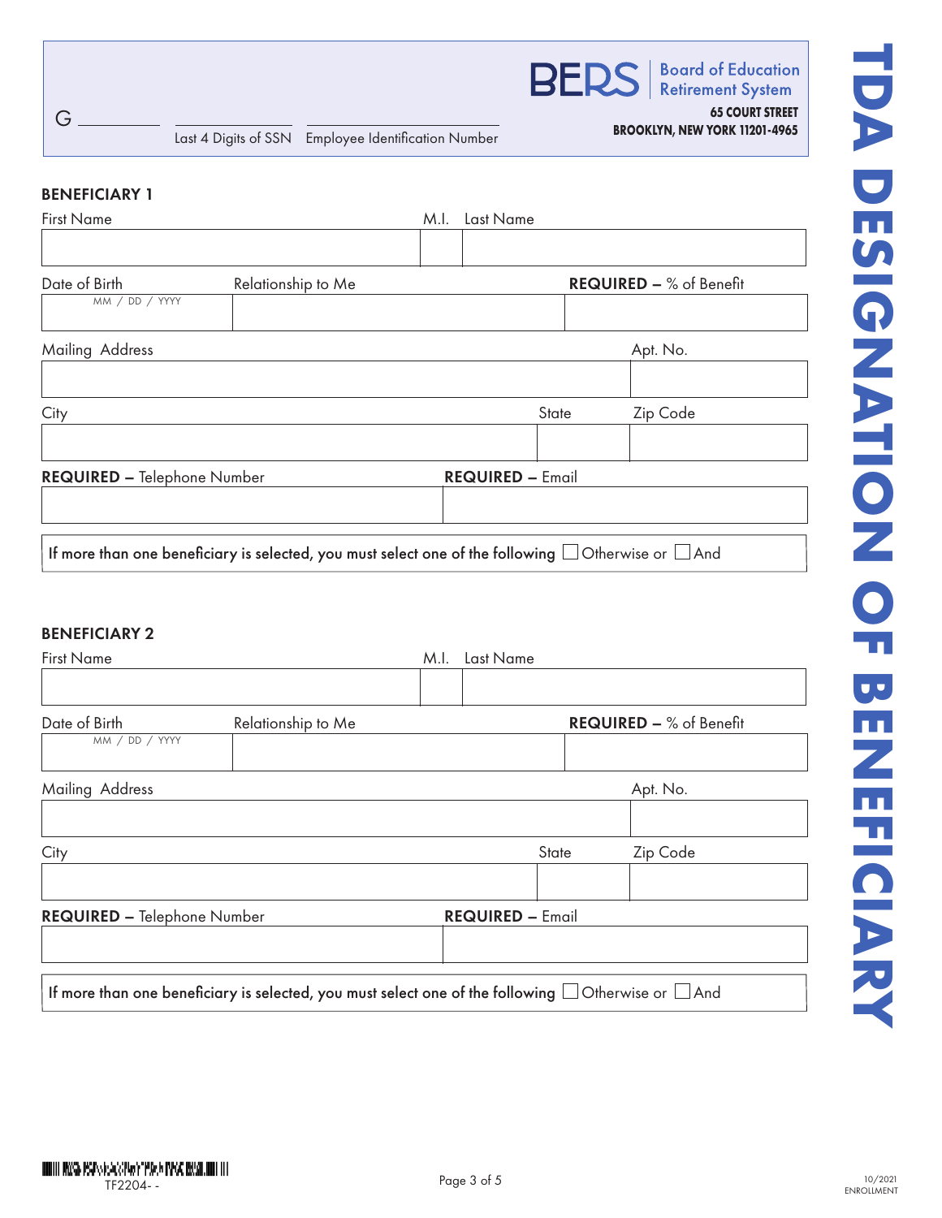G ________ Last 4 Digits of SSN    Employee Identification Number

**BERS** Board of Education Retirement System
**65 COURT STREET**
**BROOKLYN, NEW YORK 11201-4965**

# TDA DESIGNATION OF BENEFICIARY

## BENEFICIARY 1

| First Name | M.I. | Last Name |
|---|---|---|
| | | |

| Date of Birth (MM / DD / YYYY) | Relationship to Me | **REQUIRED –** % of Benefit |
|---|---|---|
| | | |

| Mailing Address | Apt. No. |
|---|---|
| | |

| City | State | Zip Code |
|---|---|---|
| | | |

| **REQUIRED –** Telephone Number | **REQUIRED –** Email |
|---|---|
| | |

**If more than one beneficiary is selected, you must select one of the following** ☐ Otherwise or ☐ And

## BENEFICIARY 2

| First Name | M.I. | Last Name |
|---|---|---|
| | | |

| Date of Birth (MM / DD / YYYY) | Relationship to Me | **REQUIRED –** % of Benefit |
|---|---|---|
| | | |

| Mailing Address | Apt. No. |
|---|---|
| | |

| City | State | Zip Code |
|---|---|---|
| | | |

| **REQUIRED –** Telephone Number | **REQUIRED –** Email |
|---|---|
| | |

**If more than one beneficiary is selected, you must select one of the following** ☐ Otherwise or ☐ And

TF2204- -

10/2021
ENROLLMENT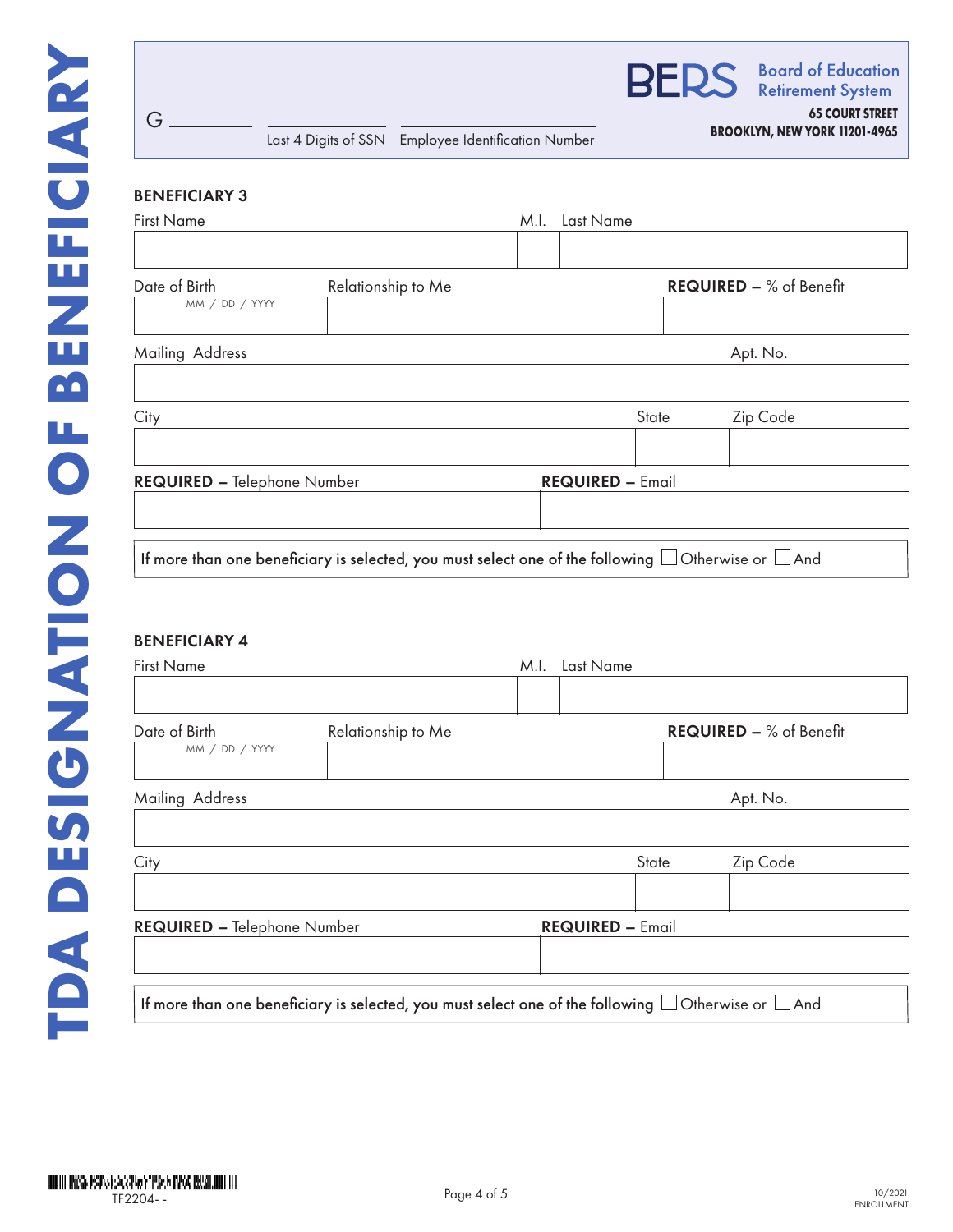# TDA DESIGNATION OF BENEFICIARY

**BERS** Board of Education Retirement System
**65 COURT STREET**
**BROOKLYN, NEW YORK 11201-4965**

G ________ Last 4 Digits of SSN ________ Employee Identification Number ________

## BENEFICIARY 3

| First Name | M.I. | Last Name |
|---|---|---|
| | | |

| Date of Birth (MM / DD / YYYY) | Relationship to Me | **REQUIRED –** % of Benefit |
|---|---|---|
| | | |

| Mailing Address | Apt. No. |
|---|---|
| | |

| City | State | Zip Code |
|---|---|---|
| | | |

| **REQUIRED –** Telephone Number | **REQUIRED –** Email |
|---|---|
| | |

If more than one beneficiary is selected, you must select one of the following ☐ Otherwise or ☐ And

## BENEFICIARY 4

| First Name | M.I. | Last Name |
|---|---|---|
| | | |

| Date of Birth (MM / DD / YYYY) | Relationship to Me | **REQUIRED –** % of Benefit |
|---|---|---|
| | | |

| Mailing Address | Apt. No. |
|---|---|
| | |

| City | State | Zip Code |
|---|---|---|
| | | |

| **REQUIRED –** Telephone Number | **REQUIRED –** Email |
|---|---|
| | |

If more than one beneficiary is selected, you must select one of the following ☐ Otherwise or ☐ And

TF2204- -

10/2021
ENROLLMENT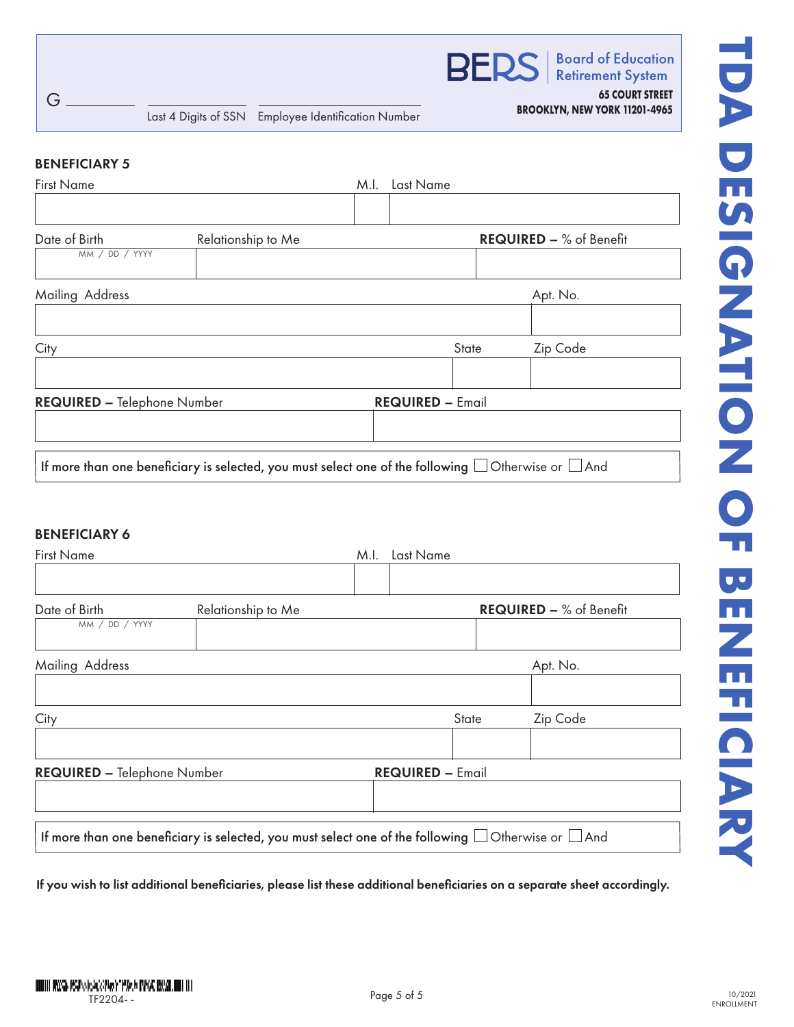G ________ Last 4 Digits of SSN Employee Identification Number

**BERS** Board of Education Retirement System
**65 COURT STREET**
**BROOKLYN, NEW YORK 11201-4965**

# TDA DESIGNATION OF BENEFICIARY

### BENEFICIARY 5

| First Name | M.I. | Last Name |
|---|---|---|
| | | |

| Date of Birth (MM / DD / YYYY) | Relationship to Me | **REQUIRED –** % of Benefit |
|---|---|---|
| | | |

| Mailing Address | Apt. No. |
|---|---|
| | |

| City | State | Zip Code |
|---|---|---|
| | | |

| **REQUIRED –** Telephone Number | **REQUIRED –** Email |
|---|---|
| | |

**If more than one beneficiary is selected, you must select one of the following** ☐ Otherwise or ☐ And

### BENEFICIARY 6

| First Name | M.I. | Last Name |
|---|---|---|
| | | |

| Date of Birth (MM / DD / YYYY) | Relationship to Me | **REQUIRED –** % of Benefit |
|---|---|---|
| | | |

| Mailing Address | Apt. No. |
|---|---|
| | |

| City | State | Zip Code |
|---|---|---|
| | | |

| **REQUIRED –** Telephone Number | **REQUIRED –** Email |
|---|---|
| | |

**If more than one beneficiary is selected, you must select one of the following** ☐ Otherwise or ☐ And

**If you wish to list additional beneficiaries, please list these additional beneficiaries on a separate sheet accordingly.**

TF2204- -

10/2021
ENROLLMENT